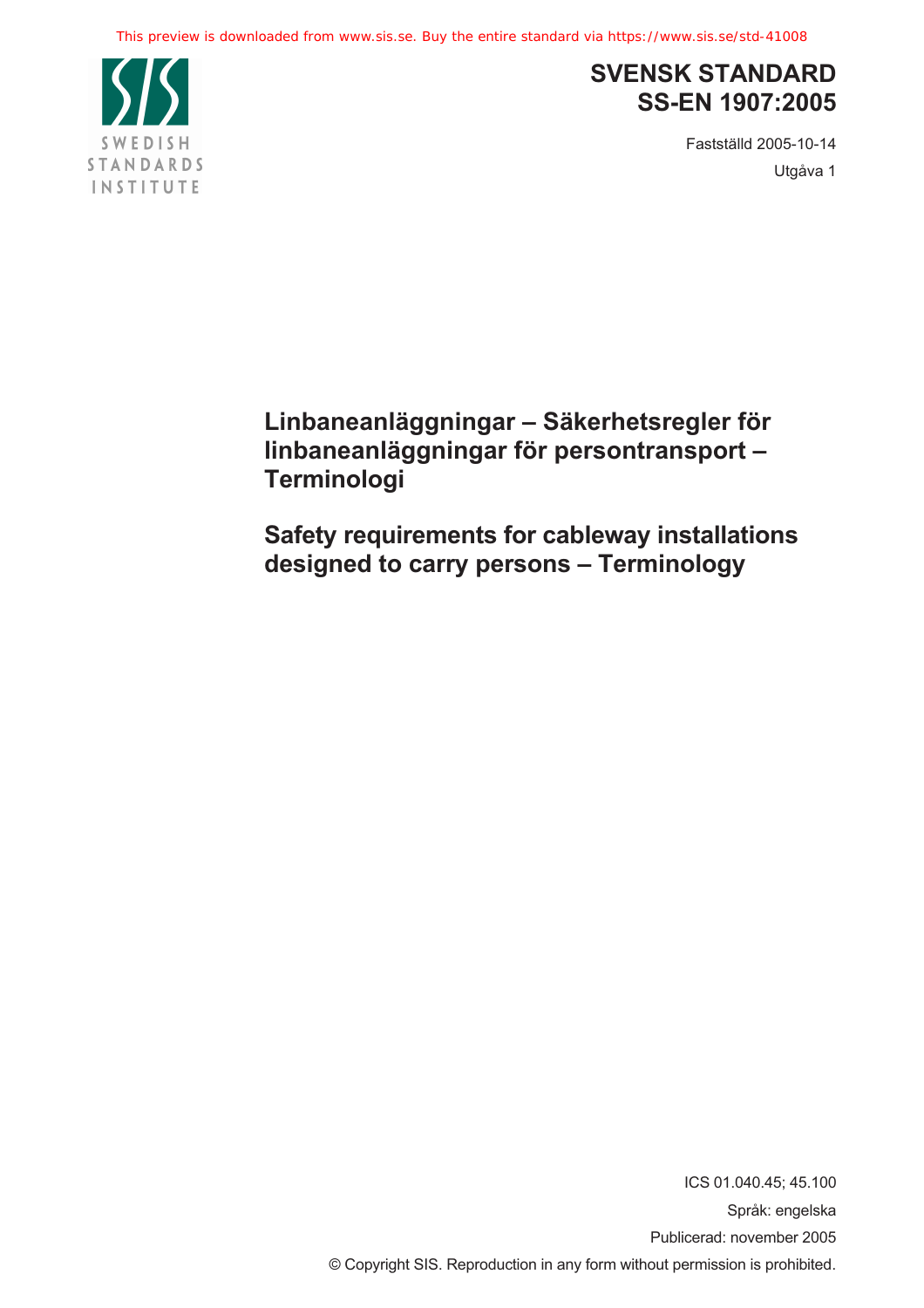This preview is downloaded from www.sis.se. Buy the entire standard via https://www.sis.se/std-41008

SWEDISH STANDARDS INSTITUTE

# SVENSK STANDARD
# SS-EN 1907:2005

Fastställd 2005-10-14

Utgåva 1

## Linbaneanläggningar – Säkerhetsregler för linbaneanläggningar för persontransport – Terminologi

## Safety requirements for cableway installations designed to carry persons – Terminology

ICS 01.040.45; 45.100

Språk: engelska

Publicerad: november 2005

© Copyright SIS. Reproduction in any form without permission is prohibited.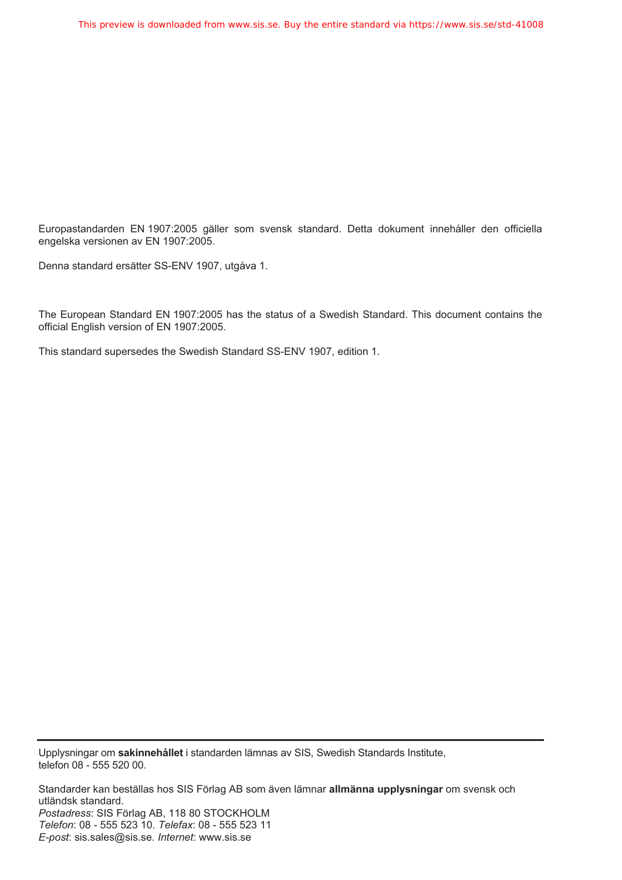Europastandarden EN 1907:2005 gäller som svensk standard. Detta dokument innehåller den officiella engelska versionen av EN 1907:2005.

Denna standard ersätter SS-ENV 1907, utgåva 1.

The European Standard EN 1907:2005 has the status of a Swedish Standard. This document contains the official English version of EN 1907:2005.

This standard supersedes the Swedish Standard SS-ENV 1907, edition 1.

---

Upplysningar om **sakinnehållet** i standarden lämnas av SIS, Swedish Standards Institute, telefon 08 - 555 520 00.

Standarder kan beställas hos SIS Förlag AB som även lämnar **allmänna upplysningar** om svensk och utländsk standard.
*Postadress*: SIS Förlag AB, 118 80 STOCKHOLM
*Telefon*: 08 - 555 523 10. *Telefax*: 08 - 555 523 11
*E-post*: sis.sales@sis.se. *Internet*: www.sis.se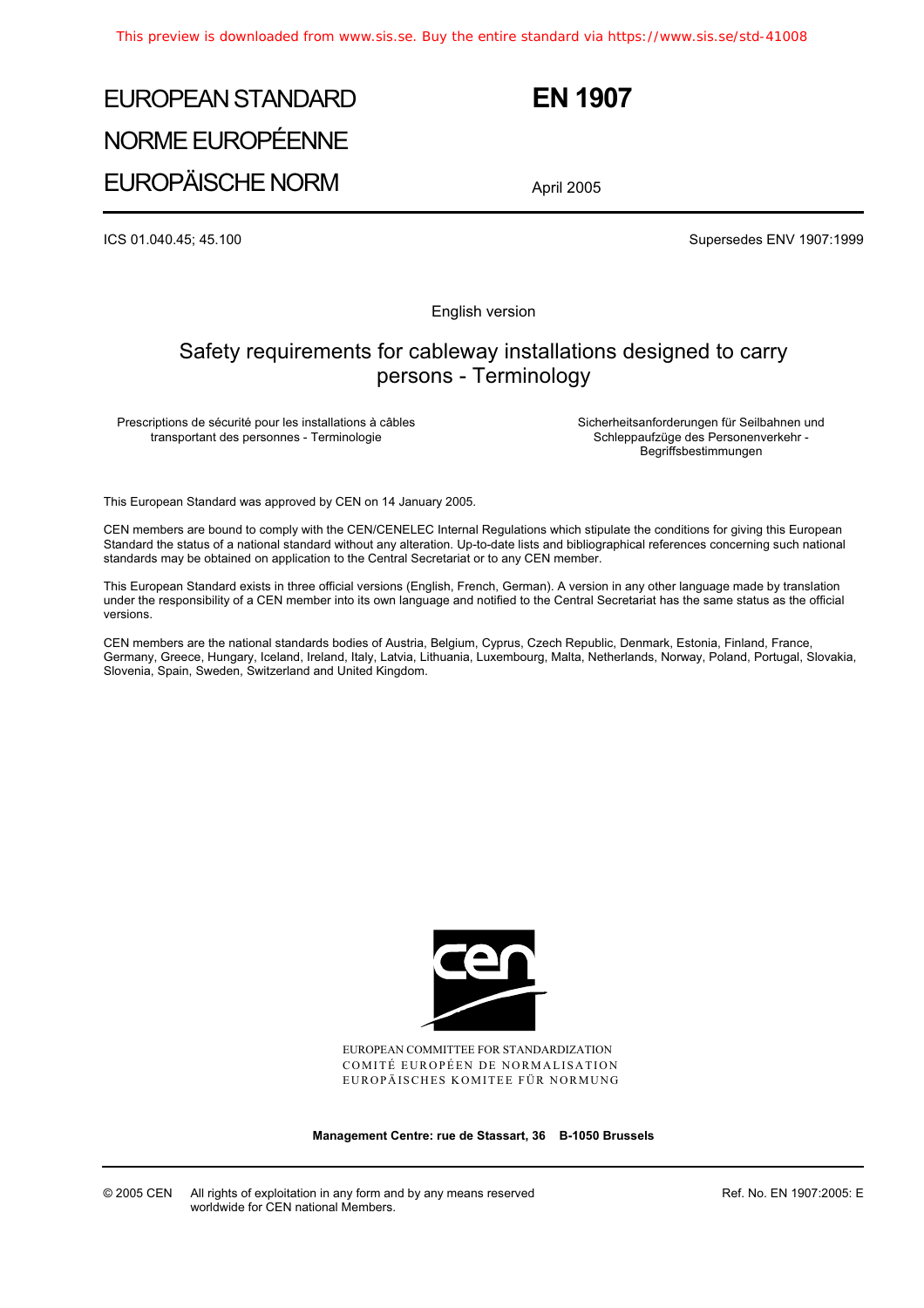# EUROPEAN STANDARD
# NORME EUROPÉENNE
# EUROPÄISCHE NORM

# EN 1907

April 2005

ICS 01.040.45; 45.100

Supersedes ENV 1907:1999

English version

## Safety requirements for cableway installations designed to carry persons - Terminology

Prescriptions de sécurité pour les installations à câbles transportant des personnes - Terminologie

Sicherheitsanforderungen für Seilbahnen und Schleppaufzüge des Personenverkehr - Begriffsbestimmungen

This European Standard was approved by CEN on 14 January 2005.

CEN members are bound to comply with the CEN/CENELEC Internal Regulations which stipulate the conditions for giving this European Standard the status of a national standard without any alteration. Up-to-date lists and bibliographical references concerning such national standards may be obtained on application to the Central Secretariat or to any CEN member.

This European Standard exists in three official versions (English, French, German). A version in any other language made by translation under the responsibility of a CEN member into its own language and notified to the Central Secretariat has the same status as the official versions.

CEN members are the national standards bodies of Austria, Belgium, Cyprus, Czech Republic, Denmark, Estonia, Finland, France, Germany, Greece, Hungary, Iceland, Ireland, Italy, Latvia, Lithuania, Luxembourg, Malta, Netherlands, Norway, Poland, Portugal, Slovakia, Slovenia, Spain, Sweden, Switzerland and United Kingdom.

EUROPEAN COMMITTEE FOR STANDARDIZATION
COMITÉ EUROPÉEN DE NORMALISATION
EUROPÄISCHES KOMITEE FÜR NORMUNG

**Management Centre: rue de Stassart, 36 B-1050 Brussels**

© 2005 CEN All rights of exploitation in any form and by any means reserved worldwide for CEN national Members.

Ref. No. EN 1907:2005: E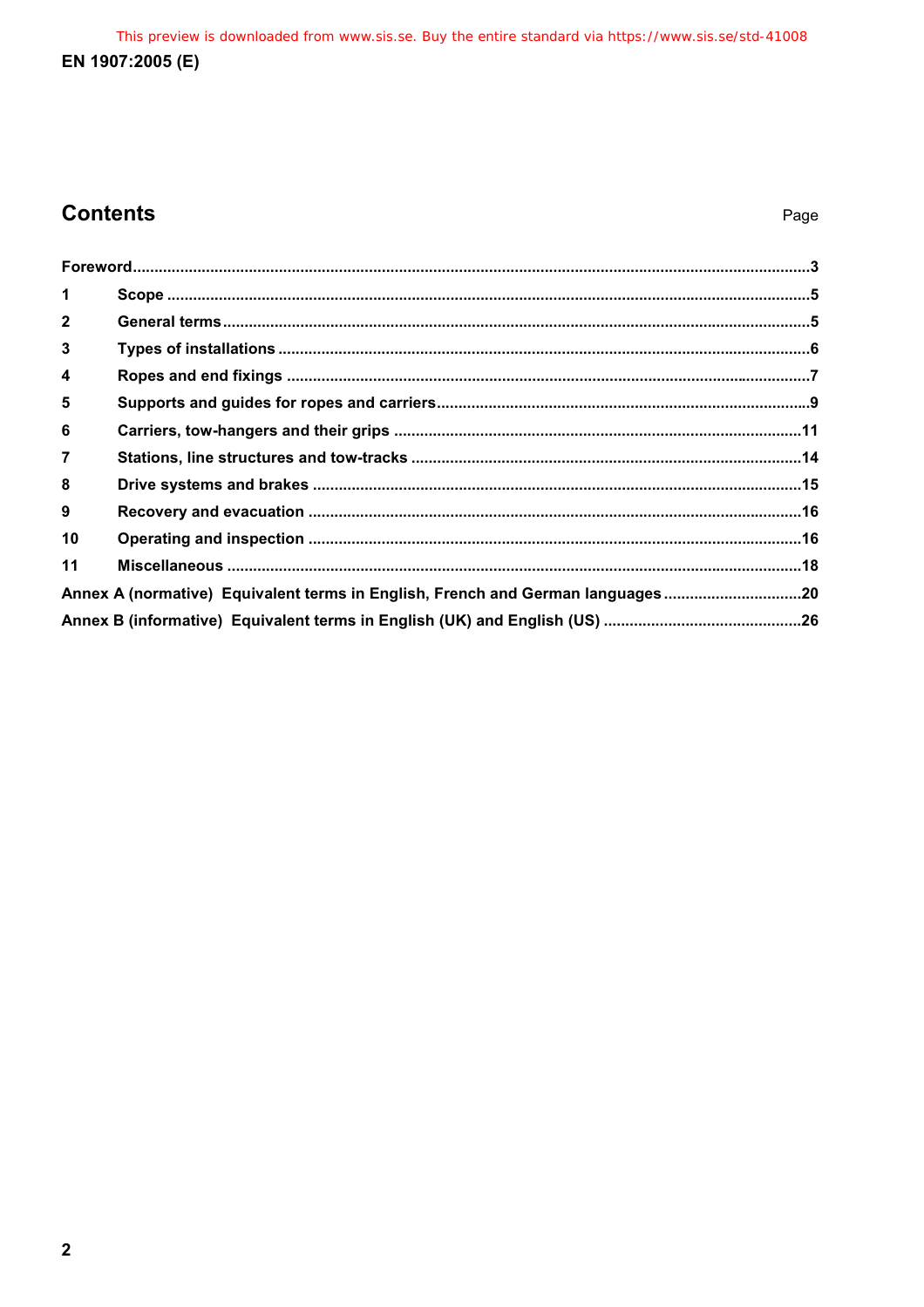## Contents

| | | Page |
|---|---|---|
| Foreword | | 3 |
| 1 | Scope | 5 |
| 2 | General terms | 5 |
| 3 | Types of installations | 6 |
| 4 | Ropes and end fixings | 7 |
| 5 | Supports and guides for ropes and carriers | 9 |
| 6 | Carriers, tow-hangers and their grips | 11 |
| 7 | Stations, line structures and tow-tracks | 14 |
| 8 | Drive systems and brakes | 15 |
| 9 | Recovery and evacuation | 16 |
| 10 | Operating and inspection | 16 |
| 11 | Miscellaneous | 18 |
| Annex A (normative) Equivalent terms in English, French and German languages | | 20 |
| Annex B (informative) Equivalent terms in English (UK) and English (US) | | 26 |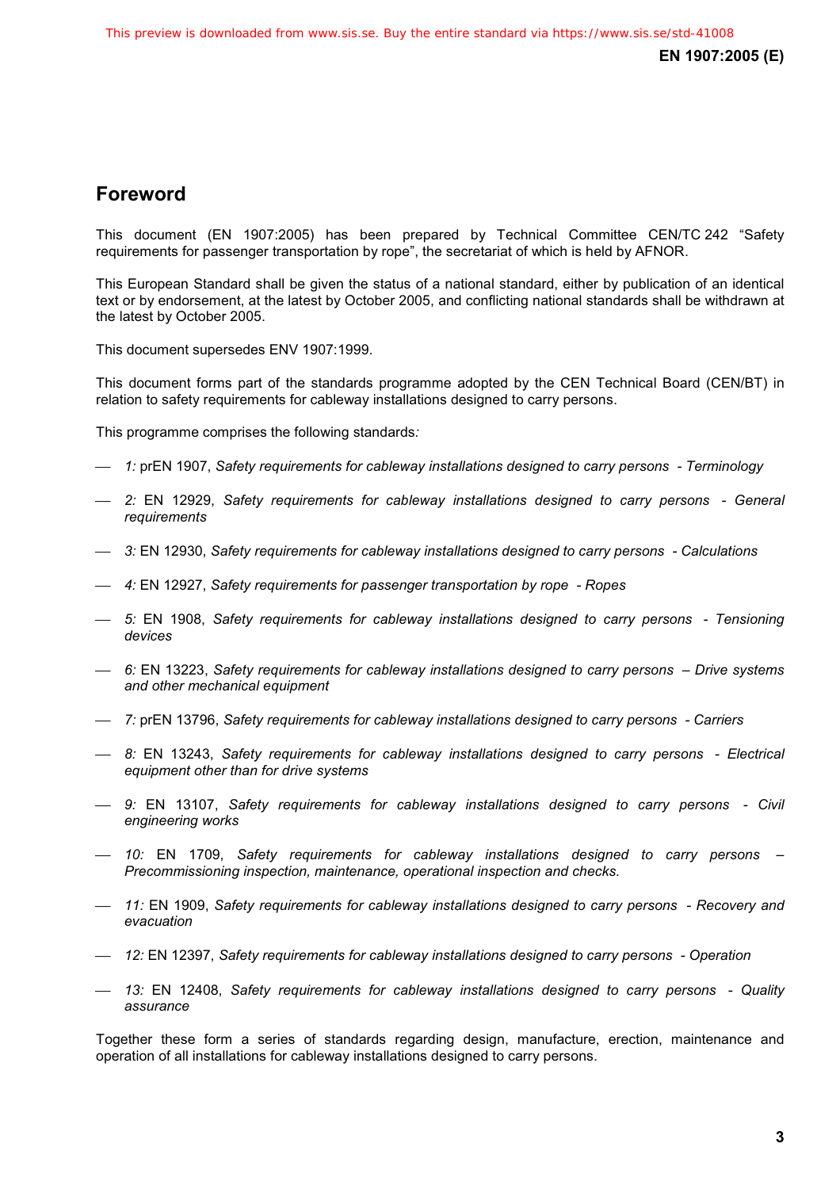# Foreword

This document (EN 1907:2005) has been prepared by Technical Committee CEN/TC 242 "Safety requirements for passenger transportation by rope", the secretariat of which is held by AFNOR.

This European Standard shall be given the status of a national standard, either by publication of an identical text or by endorsement, at the latest by October 2005, and conflicting national standards shall be withdrawn at the latest by October 2005.

This document supersedes ENV 1907:1999.

This document forms part of the standards programme adopted by the CEN Technical Board (CEN/BT) in relation to safety requirements for cableway installations designed to carry persons.

This programme comprises the following standards*:*

- *1:* prEN 1907, *Safety requirements for cableway installations designed to carry persons - Terminology*
- *2:* EN 12929, *Safety requirements for cableway installations designed to carry persons - General requirements*
- *3:* EN 12930, *Safety requirements for cableway installations designed to carry persons - Calculations*
- *4:* EN 12927, *Safety requirements for passenger transportation by rope - Ropes*
- *5:* EN 1908, *Safety requirements for cableway installations designed to carry persons - Tensioning devices*
- *6:* EN 13223, *Safety requirements for cableway installations designed to carry persons – Drive systems and other mechanical equipment*
- *7:* prEN 13796, *Safety requirements for cableway installations designed to carry persons - Carriers*
- *8:* EN 13243, *Safety requirements for cableway installations designed to carry persons - Electrical equipment other than for drive systems*
- *9:* EN 13107, *Safety requirements for cableway installations designed to carry persons - Civil engineering works*
- *10:* EN 1709, *Safety requirements for cableway installations designed to carry persons – Precommissioning inspection, maintenance, operational inspection and checks.*
- *11:* EN 1909, *Safety requirements for cableway installations designed to carry persons - Recovery and evacuation*
- *12:* EN 12397, *Safety requirements for cableway installations designed to carry persons - Operation*
- *13:* EN 12408, *Safety requirements for cableway installations designed to carry persons - Quality assurance*

Together these form a series of standards regarding design, manufacture, erection, maintenance and operation of all installations for cableway installations designed to carry persons.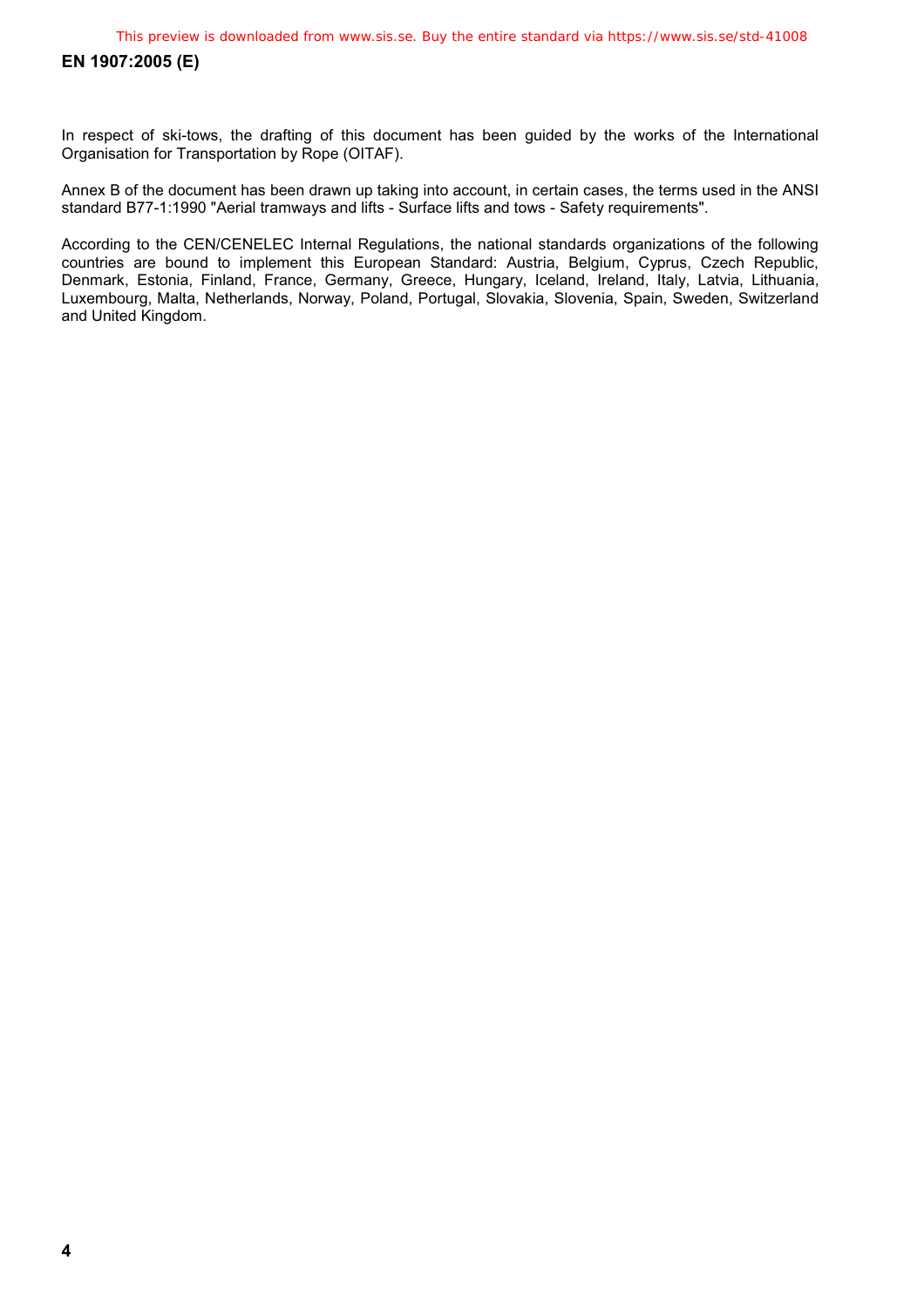In respect of ski-tows, the drafting of this document has been guided by the works of the International Organisation for Transportation by Rope (OITAF).

Annex B of the document has been drawn up taking into account, in certain cases, the terms used in the ANSI standard B77-1:1990 "Aerial tramways and lifts - Surface lifts and tows - Safety requirements".

According to the CEN/CENELEC Internal Regulations, the national standards organizations of the following countries are bound to implement this European Standard: Austria, Belgium, Cyprus, Czech Republic, Denmark, Estonia, Finland, France, Germany, Greece, Hungary, Iceland, Ireland, Italy, Latvia, Lithuania, Luxembourg, Malta, Netherlands, Norway, Poland, Portugal, Slovakia, Slovenia, Spain, Sweden, Switzerland and United Kingdom.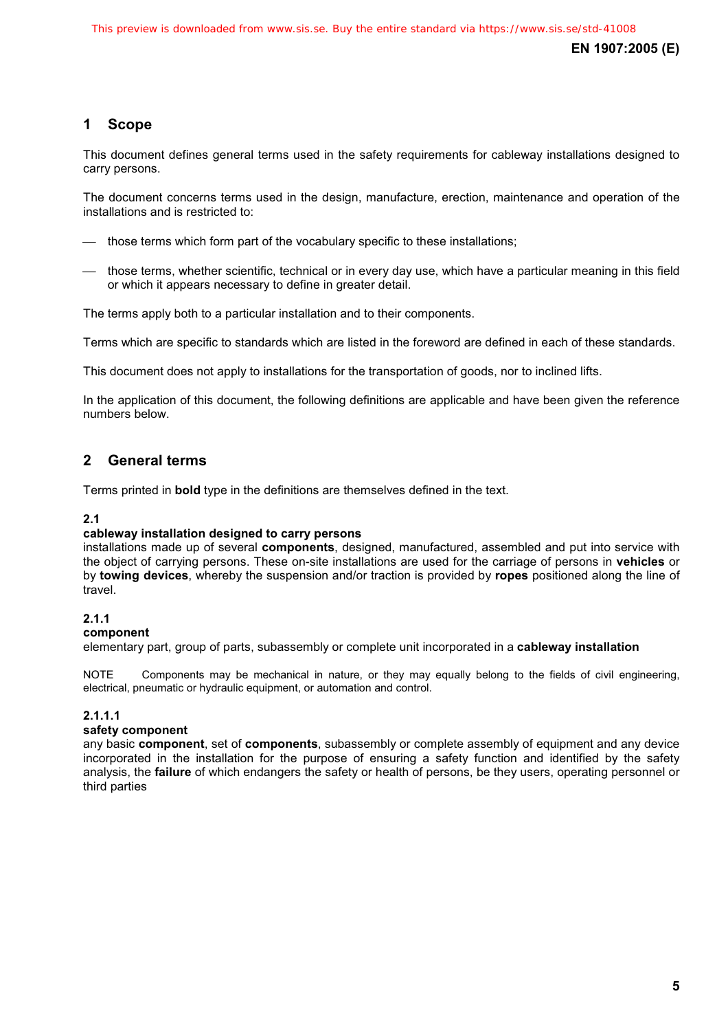## 1 Scope

This document defines general terms used in the safety requirements for cableway installations designed to carry persons.

The document concerns terms used in the design, manufacture, erection, maintenance and operation of the installations and is restricted to:

- those terms which form part of the vocabulary specific to these installations;
- those terms, whether scientific, technical or in every day use, which have a particular meaning in this field or which it appears necessary to define in greater detail.

The terms apply both to a particular installation and to their components.

Terms which are specific to standards which are listed in the foreword are defined in each of these standards.

This document does not apply to installations for the transportation of goods, nor to inclined lifts.

In the application of this document, the following definitions are applicable and have been given the reference numbers below.

## 2 General terms

Terms printed in **bold** type in the definitions are themselves defined in the text.

**2.1**
**cableway installation designed to carry persons**
installations made up of several **components**, designed, manufactured, assembled and put into service with the object of carrying persons. These on-site installations are used for the carriage of persons in **vehicles** or by **towing devices**, whereby the suspension and/or traction is provided by **ropes** positioned along the line of travel.

**2.1.1**
**component**
elementary part, group of parts, subassembly or complete unit incorporated in a **cableway installation**

NOTE Components may be mechanical in nature, or they may equally belong to the fields of civil engineering, electrical, pneumatic or hydraulic equipment, or automation and control.

**2.1.1.1**
**safety component**
any basic **component**, set of **components**, subassembly or complete assembly of equipment and any device incorporated in the installation for the purpose of ensuring a safety function and identified by the safety analysis, the **failure** of which endangers the safety or health of persons, be they users, operating personnel or third parties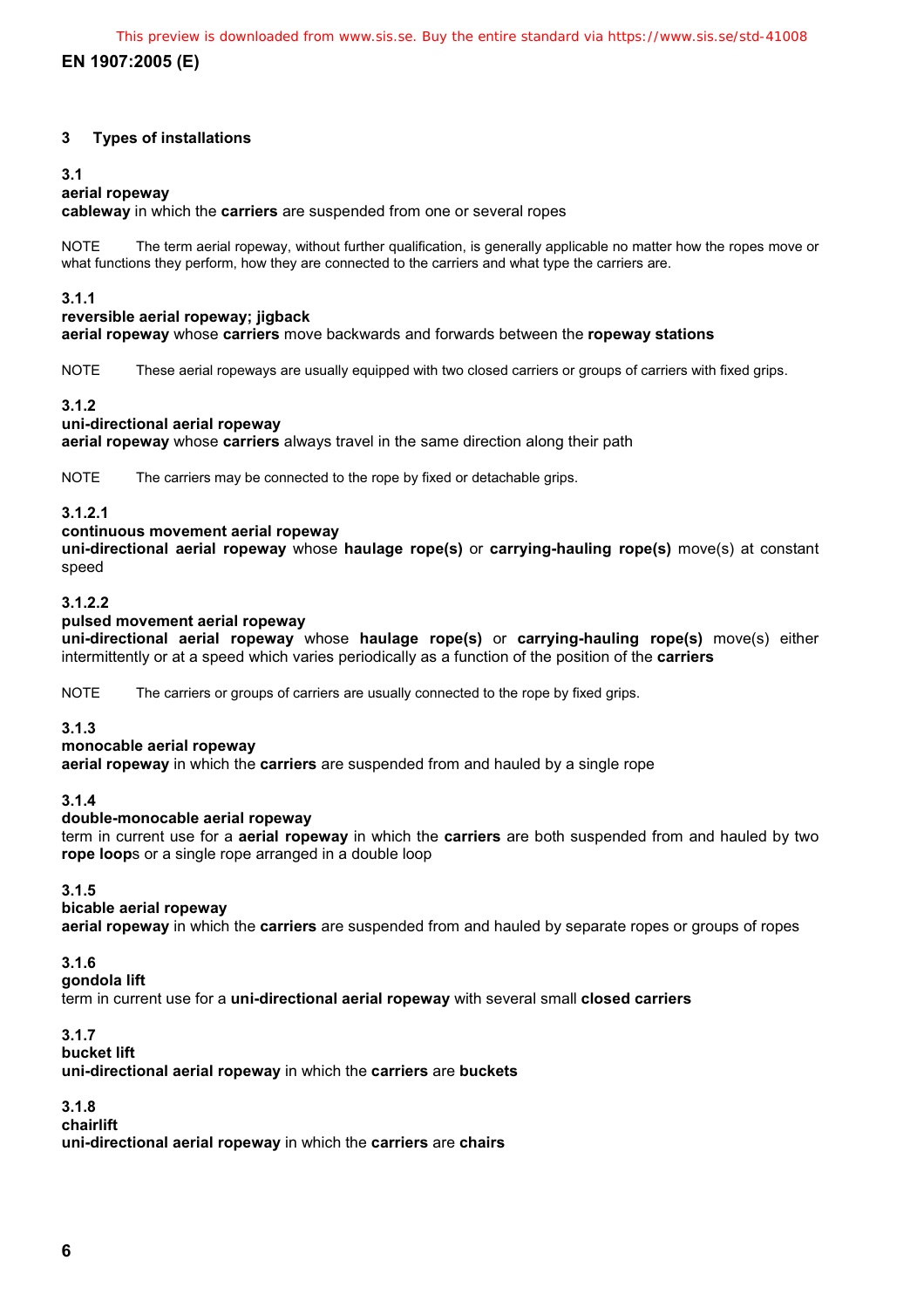## 3 Types of installations

**3.1**
**aerial ropeway**
**cableway** in which the **carriers** are suspended from one or several ropes

NOTE The term aerial ropeway, without further qualification, is generally applicable no matter how the ropes move or what functions they perform, how they are connected to the carriers and what type the carriers are.

**3.1.1**
**reversible aerial ropeway; jigback**
**aerial ropeway** whose **carriers** move backwards and forwards between the **ropeway stations**

NOTE These aerial ropeways are usually equipped with two closed carriers or groups of carriers with fixed grips.

**3.1.2**
**uni-directional aerial ropeway**
**aerial ropeway** whose **carriers** always travel in the same direction along their path

NOTE The carriers may be connected to the rope by fixed or detachable grips.

**3.1.2.1**
**continuous movement aerial ropeway**
**uni-directional aerial ropeway** whose **haulage rope(s)** or **carrying-hauling rope(s)** move(s) at constant speed

**3.1.2.2**
**pulsed movement aerial ropeway**
**uni-directional aerial ropeway** whose **haulage rope(s)** or **carrying-hauling rope(s)** move(s) either intermittently or at a speed which varies periodically as a function of the position of the **carriers**

NOTE The carriers or groups of carriers are usually connected to the rope by fixed grips.

**3.1.3**
**monocable aerial ropeway**
**aerial ropeway** in which the **carriers** are suspended from and hauled by a single rope

**3.1.4**
**double-monocable aerial ropeway**
term in current use for a **aerial ropeway** in which the **carriers** are both suspended from and hauled by two **rope loop**s or a single rope arranged in a double loop

**3.1.5**
**bicable aerial ropeway**
**aerial ropeway** in which the **carriers** are suspended from and hauled by separate ropes or groups of ropes

**3.1.6**
**gondola lift**
term in current use for a **uni-directional aerial ropeway** with several small **closed carriers**

**3.1.7**
**bucket lift**
**uni-directional aerial ropeway** in which the **carriers** are **buckets**

**3.1.8**
**chairlift**
**uni-directional aerial ropeway** in which the **carriers** are **chairs**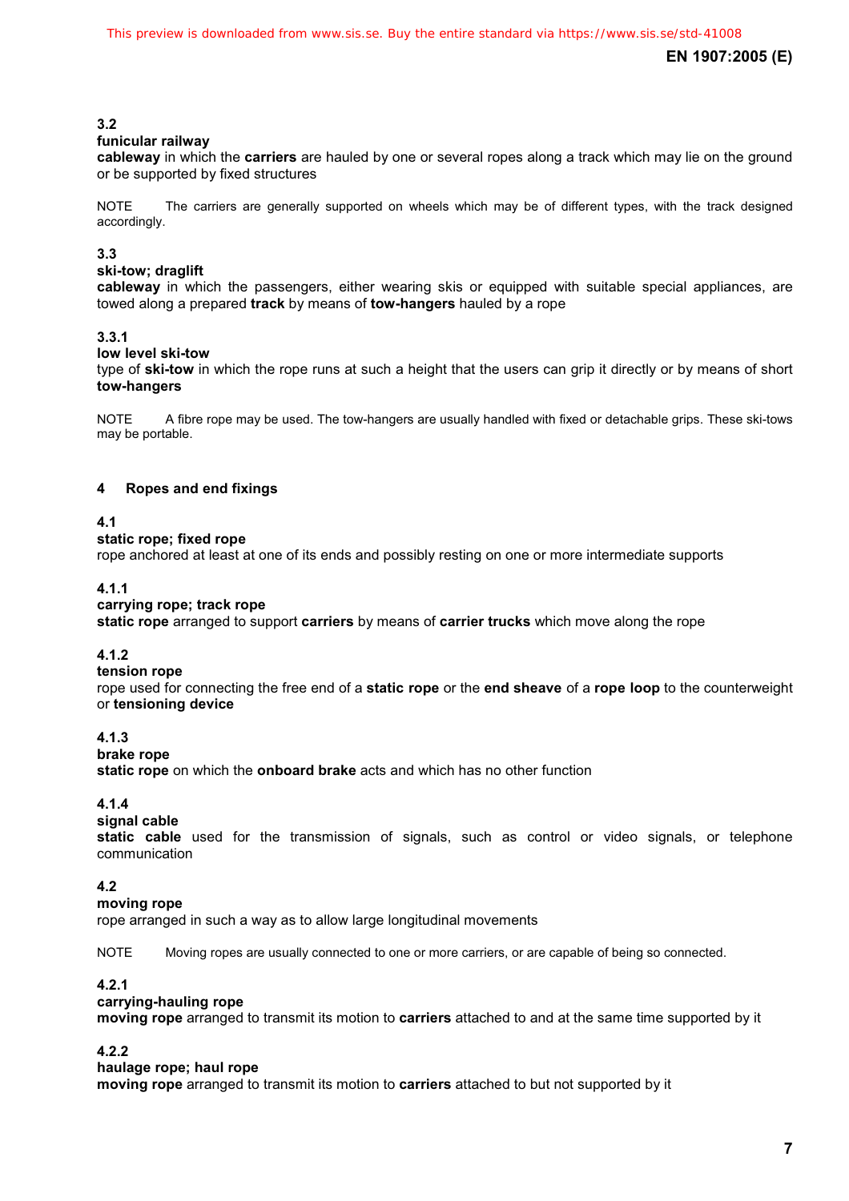**3.2**
**funicular railway**
**cableway** in which the **carriers** are hauled by one or several ropes along a track which may lie on the ground or be supported by fixed structures

NOTE The carriers are generally supported on wheels which may be of different types, with the track designed accordingly.

**3.3**
**ski-tow; draglift**
**cableway** in which the passengers, either wearing skis or equipped with suitable special appliances, are towed along a prepared **track** by means of **tow-hangers** hauled by a rope

**3.3.1**
**low level ski-tow**
type of **ski-tow** in which the rope runs at such a height that the users can grip it directly or by means of short **tow-hangers**

NOTE A fibre rope may be used. The tow-hangers are usually handled with fixed or detachable grips. These ski-tows may be portable.

## 4 Ropes and end fixings

**4.1**
**static rope; fixed rope**
rope anchored at least at one of its ends and possibly resting on one or more intermediate supports

**4.1.1**
**carrying rope; track rope**
**static rope** arranged to support **carriers** by means of **carrier trucks** which move along the rope

**4.1.2**
**tension rope**
rope used for connecting the free end of a **static rope** or the **end sheave** of a **rope loop** to the counterweight or **tensioning device**

**4.1.3**
**brake rope**
**static rope** on which the **onboard brake** acts and which has no other function

**4.1.4**
**signal cable**
**static cable** used for the transmission of signals, such as control or video signals, or telephone communication

**4.2**
**moving rope**
rope arranged in such a way as to allow large longitudinal movements

NOTE Moving ropes are usually connected to one or more carriers, or are capable of being so connected.

**4.2.1**
**carrying-hauling rope**
**moving rope** arranged to transmit its motion to **carriers** attached to and at the same time supported by it

**4.2.2**
**haulage rope; haul rope**
**moving rope** arranged to transmit its motion to **carriers** attached to but not supported by it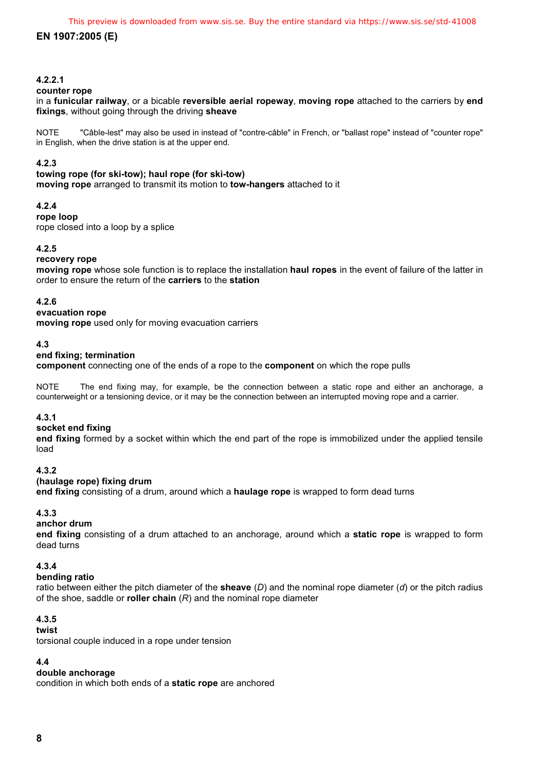#### 4.2.2.1
**counter rope**
in a **funicular railway**, or a bicable **reversible aerial ropeway**, **moving rope** attached to the carriers by **end fixings**, without going through the driving **sheave**

NOTE "Câble-lest" may also be used in instead of "contre-câble" in French, or "ballast rope" instead of "counter rope" in English, when the drive station is at the upper end.

#### 4.2.3
**towing rope (for ski-tow); haul rope (for ski-tow)**
**moving rope** arranged to transmit its motion to **tow-hangers** attached to it

#### 4.2.4
**rope loop**
rope closed into a loop by a splice

#### 4.2.5
**recovery rope**
**moving rope** whose sole function is to replace the installation **haul ropes** in the event of failure of the latter in order to ensure the return of the **carriers** to the **station**

#### 4.2.6
**evacuation rope**
**moving rope** used only for moving evacuation carriers

#### 4.3
**end fixing; termination**
**component** connecting one of the ends of a rope to the **component** on which the rope pulls

NOTE The end fixing may, for example, be the connection between a static rope and either an anchorage, a counterweight or a tensioning device, or it may be the connection between an interrupted moving rope and a carrier.

#### 4.3.1
**socket end fixing**
**end fixing** formed by a socket within which the end part of the rope is immobilized under the applied tensile load

#### 4.3.2
**(haulage rope) fixing drum**
**end fixing** consisting of a drum, around which a **haulage rope** is wrapped to form dead turns

#### 4.3.3
**anchor drum**
**end fixing** consisting of a drum attached to an anchorage, around which a **static rope** is wrapped to form dead turns

#### 4.3.4
**bending ratio**
ratio between either the pitch diameter of the **sheave** ($D$) and the nominal rope diameter ($d$) or the pitch radius of the shoe, saddle or **roller chain** ($R$) and the nominal rope diameter

#### 4.3.5
**twist**
torsional couple induced in a rope under tension

#### 4.4
**double anchorage**
condition in which both ends of a **static rope** are anchored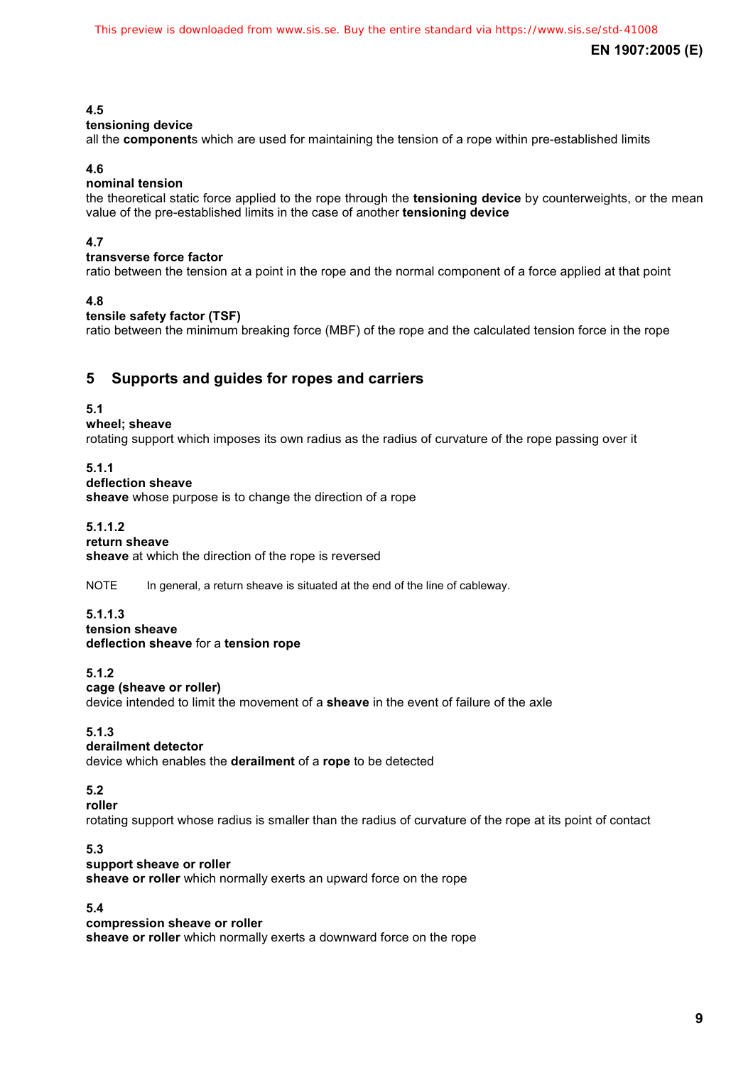**4.5**

**tensioning device**

all the **component**s which are used for maintaining the tension of a rope within pre-established limits

**4.6**

**nominal tension**

the theoretical static force applied to the rope through the **tensioning device** by counterweights, or the mean value of the pre-established limits in the case of another **tensioning device**

**4.7**

**transverse force factor**

ratio between the tension at a point in the rope and the normal component of a force applied at that point

**4.8**

**tensile safety factor (TSF)**

ratio between the minimum breaking force (MBF) of the rope and the calculated tension force in the rope

## 5 Supports and guides for ropes and carriers

**5.1**

**wheel; sheave**

rotating support which imposes its own radius as the radius of curvature of the rope passing over it

**5.1.1**

**deflection sheave**

**sheave** whose purpose is to change the direction of a rope

**5.1.1.2**

**return sheave**

**sheave** at which the direction of the rope is reversed

NOTE In general, a return sheave is situated at the end of the line of cableway.

**5.1.1.3**

**tension sheave**

**deflection sheave** for a **tension rope**

**5.1.2**

**cage (sheave or roller)**

device intended to limit the movement of a **sheave** in the event of failure of the axle

**5.1.3**

**derailment detector**

device which enables the **derailment** of a **rope** to be detected

**5.2**

**roller**

rotating support whose radius is smaller than the radius of curvature of the rope at its point of contact

**5.3**

**support sheave or roller**

**sheave or roller** which normally exerts an upward force on the rope

**5.4**

**compression sheave or roller**

**sheave or roller** which normally exerts a downward force on the rope